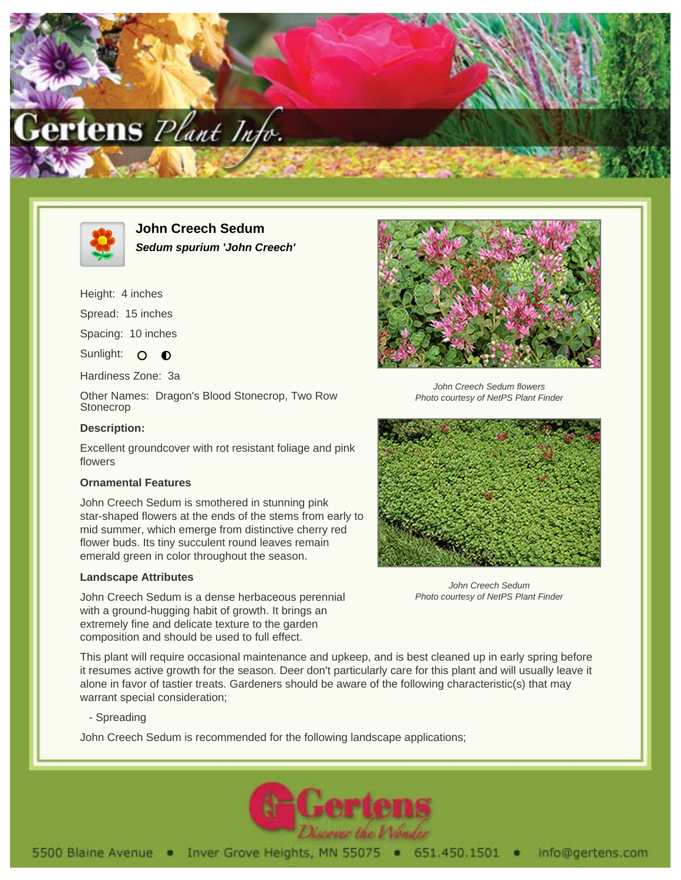# John Creech Sedum

***Sedum spurium 'John Creech'***

Height: 4 inches

Spread: 15 inches

Spacing: 10 inches

Sunlight: ○ ◐

Hardiness Zone: 3a

Other Names: Dragon's Blood Stonecrop, Two Row Stonecrop

### Description:

Excellent groundcover with rot resistant foliage and pink flowers

### Ornamental Features

John Creech Sedum is smothered in stunning pink star-shaped flowers at the ends of the stems from early to mid summer, which emerge from distinctive cherry red flower buds. Its tiny succulent round leaves remain emerald green in color throughout the season.

### Landscape Attributes

John Creech Sedum is a dense herbaceous perennial with a ground-hugging habit of growth. It brings an extremely fine and delicate texture to the garden composition and should be used to full effect.

This plant will require occasional maintenance and upkeep, and is best cleaned up in early spring before it resumes active growth for the season. Deer don't particularly care for this plant and will usually leave it alone in favor of tastier treats. Gardeners should be aware of the following characteristic(s) that may warrant special consideration;

- Spreading

John Creech Sedum is recommended for the following landscape applications;

*John Creech Sedum flowers*
*Photo courtesy of NetPS Plant Finder*

*John Creech Sedum*
*Photo courtesy of NetPS Plant Finder*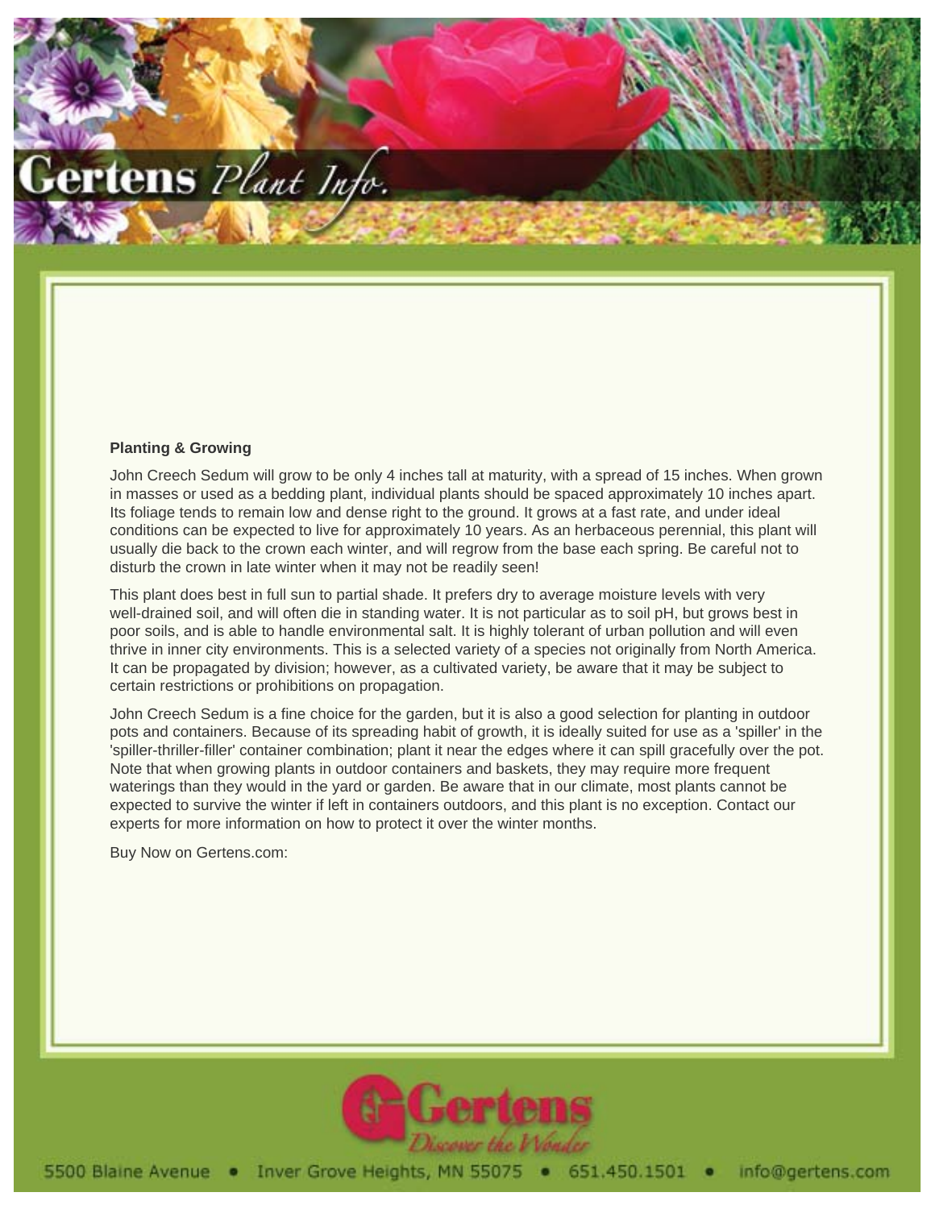**Planting & Growing**

John Creech Sedum will grow to be only 4 inches tall at maturity, with a spread of 15 inches. When grown in masses or used as a bedding plant, individual plants should be spaced approximately 10 inches apart. Its foliage tends to remain low and dense right to the ground. It grows at a fast rate, and under ideal conditions can be expected to live for approximately 10 years. As an herbaceous perennial, this plant will usually die back to the crown each winter, and will regrow from the base each spring. Be careful not to disturb the crown in late winter when it may not be readily seen!

This plant does best in full sun to partial shade. It prefers dry to average moisture levels with very well-drained soil, and will often die in standing water. It is not particular as to soil pH, but grows best in poor soils, and is able to handle environmental salt. It is highly tolerant of urban pollution and will even thrive in inner city environments. This is a selected variety of a species not originally from North America. It can be propagated by division; however, as a cultivated variety, be aware that it may be subject to certain restrictions or prohibitions on propagation.

John Creech Sedum is a fine choice for the garden, but it is also a good selection for planting in outdoor pots and containers. Because of its spreading habit of growth, it is ideally suited for use as a 'spiller' in the 'spiller-thriller-filler' container combination; plant it near the edges where it can spill gracefully over the pot. Note that when growing plants in outdoor containers and baskets, they may require more frequent waterings than they would in the yard or garden. Be aware that in our climate, most plants cannot be expected to survive the winter if left in containers outdoors, and this plant is no exception. Contact our experts for more information on how to protect it over the winter months.

Buy Now on Gertens.com: